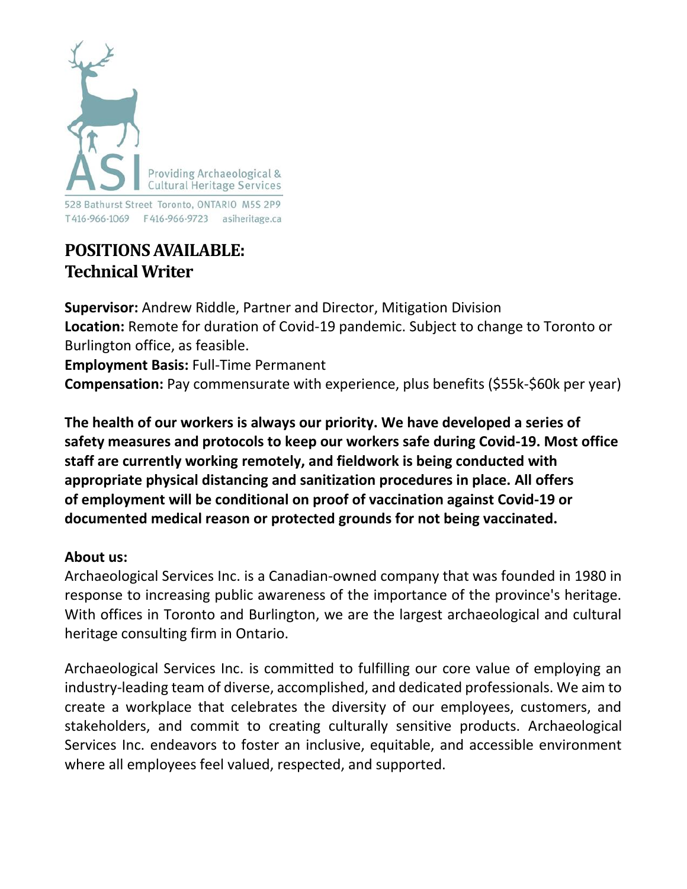Providing Archaeological & Cultural Heritage Services

528 Bathurst Street Toronto, ONTARIO M5S 2P9
T 416-966-1069 F 416-966-9723 asiheritage.ca

# POSITIONS AVAILABLE: Technical Writer

**Supervisor:** Andrew Riddle, Partner and Director, Mitigation Division
**Location:** Remote for duration of Covid-19 pandemic. Subject to change to Toronto or Burlington office, as feasible.
**Employment Basis:** Full-Time Permanent
**Compensation:** Pay commensurate with experience, plus benefits ($55k-$60k per year)

**The health of our workers is always our priority. We have developed a series of safety measures and protocols to keep our workers safe during Covid-19. Most office staff are currently working remotely, and fieldwork is being conducted with appropriate physical distancing and sanitization procedures in place. All offers of employment will be conditional on proof of vaccination against Covid-19 or documented medical reason or protected grounds for not being vaccinated.**

**About us:**

Archaeological Services Inc. is a Canadian-owned company that was founded in 1980 in response to increasing public awareness of the importance of the province's heritage. With offices in Toronto and Burlington, we are the largest archaeological and cultural heritage consulting firm in Ontario.

Archaeological Services Inc. is committed to fulfilling our core value of employing an industry-leading team of diverse, accomplished, and dedicated professionals. We aim to create a workplace that celebrates the diversity of our employees, customers, and stakeholders, and commit to creating culturally sensitive products. Archaeological Services Inc. endeavors to foster an inclusive, equitable, and accessible environment where all employees feel valued, respected, and supported.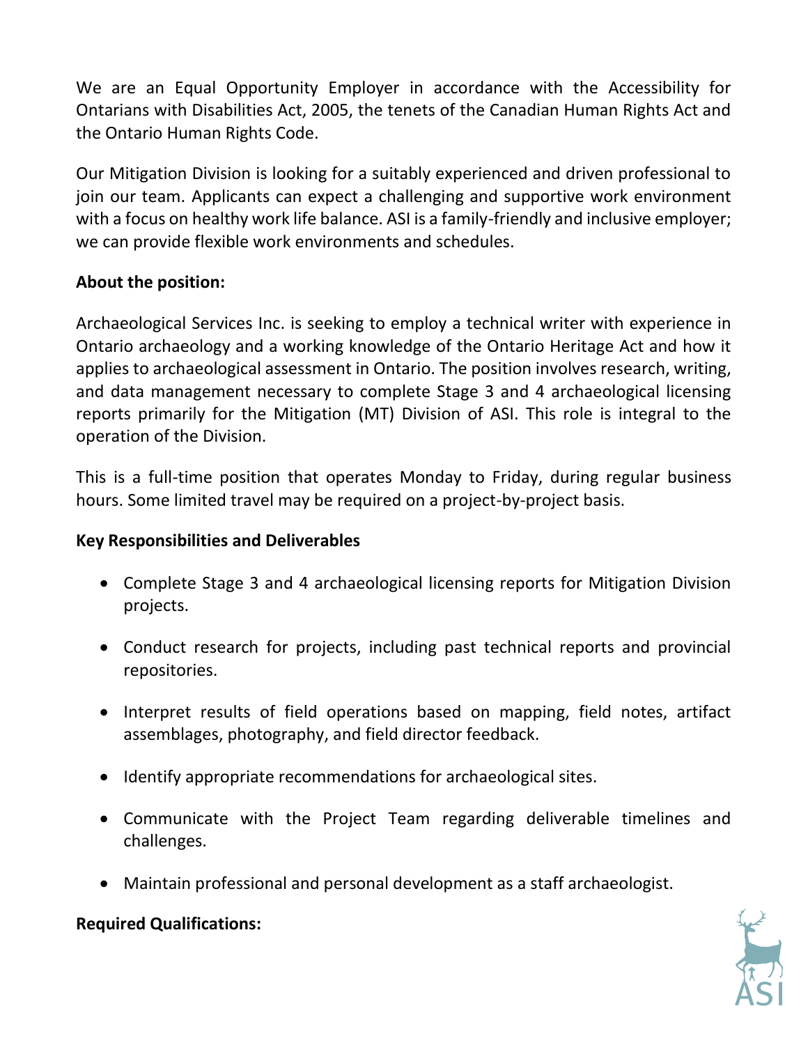We are an Equal Opportunity Employer in accordance with the Accessibility for Ontarians with Disabilities Act, 2005, the tenets of the Canadian Human Rights Act and the Ontario Human Rights Code.

Our Mitigation Division is looking for a suitably experienced and driven professional to join our team. Applicants can expect a challenging and supportive work environment with a focus on healthy work life balance. ASI is a family-friendly and inclusive employer; we can provide flexible work environments and schedules.

**About the position:**

Archaeological Services Inc. is seeking to employ a technical writer with experience in Ontario archaeology and a working knowledge of the Ontario Heritage Act and how it applies to archaeological assessment in Ontario. The position involves research, writing, and data management necessary to complete Stage 3 and 4 archaeological licensing reports primarily for the Mitigation (MT) Division of ASI. This role is integral to the operation of the Division.

This is a full-time position that operates Monday to Friday, during regular business hours. Some limited travel may be required on a project-by-project basis.

**Key Responsibilities and Deliverables**

- Complete Stage 3 and 4 archaeological licensing reports for Mitigation Division projects.
- Conduct research for projects, including past technical reports and provincial repositories.
- Interpret results of field operations based on mapping, field notes, artifact assemblages, photography, and field director feedback.
- Identify appropriate recommendations for archaeological sites.
- Communicate with the Project Team regarding deliverable timelines and challenges.
- Maintain professional and personal development as a staff archaeologist.

**Required Qualifications:**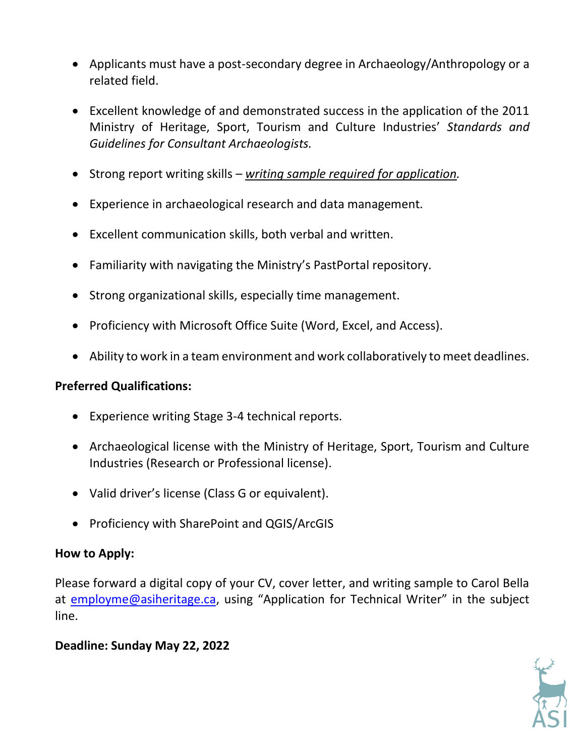- Applicants must have a post-secondary degree in Archaeology/Anthropology or a related field.

- Excellent knowledge of and demonstrated success in the application of the 2011 Ministry of Heritage, Sport, Tourism and Culture Industries' *Standards and Guidelines for Consultant Archaeologists.*

- Strong report writing skills – *writing sample required for application.*

- Experience in archaeological research and data management.

- Excellent communication skills, both verbal and written.

- Familiarity with navigating the Ministry's PastPortal repository.

- Strong organizational skills, especially time management.

- Proficiency with Microsoft Office Suite (Word, Excel, and Access).

- Ability to work in a team environment and work collaboratively to meet deadlines.

**Preferred Qualifications:**

- Experience writing Stage 3-4 technical reports.

- Archaeological license with the Ministry of Heritage, Sport, Tourism and Culture Industries (Research or Professional license).

- Valid driver's license (Class G or equivalent).

- Proficiency with SharePoint and QGIS/ArcGIS

**How to Apply:**

Please forward a digital copy of your CV, cover letter, and writing sample to Carol Bella at employme@asiheritage.ca, using "Application for Technical Writer" in the subject line.

**Deadline: Sunday May 22, 2022**

ASI